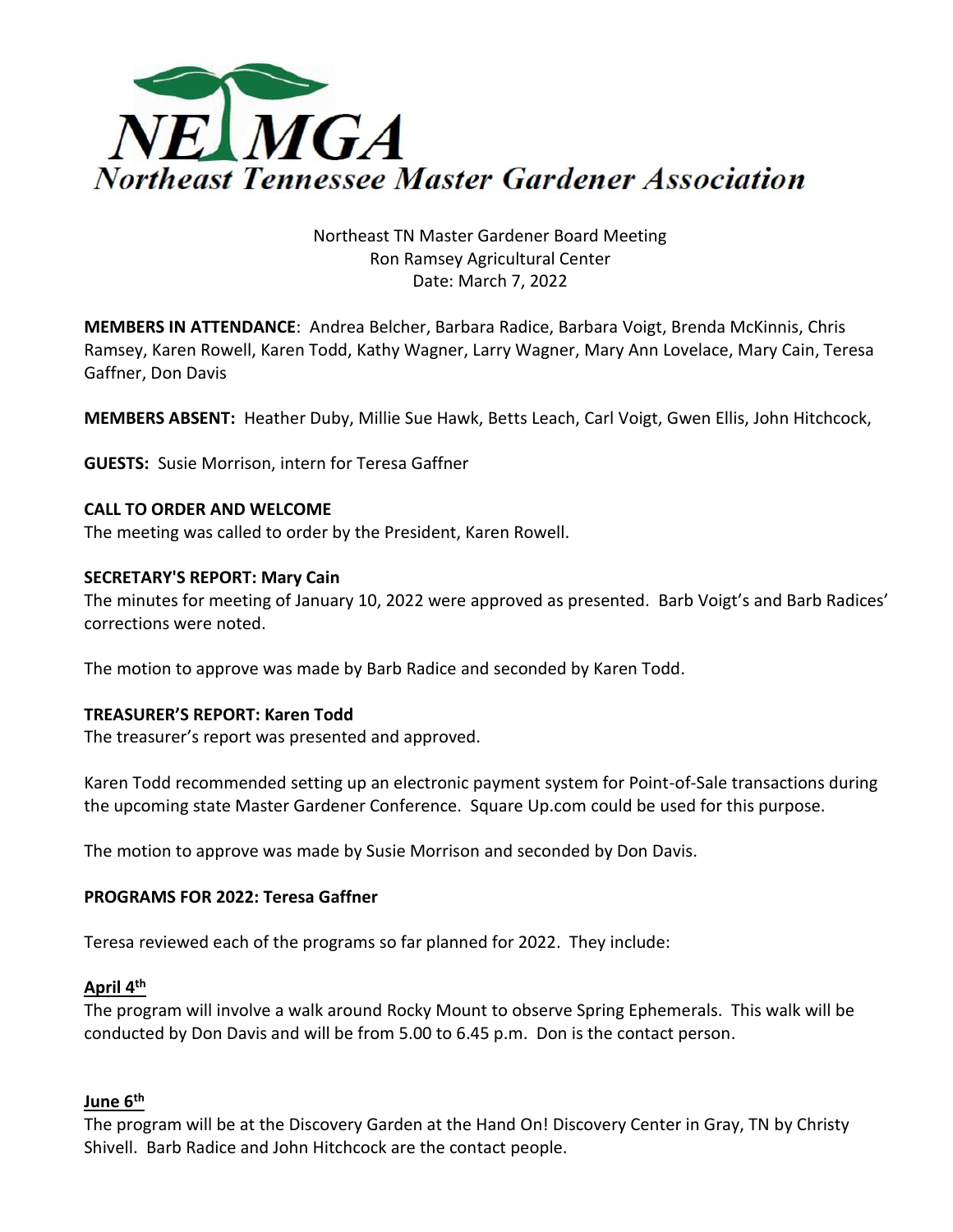# NETMGA

## Northeast Tennessee Master Gardener Association

Northeast TN Master Gardener Board Meeting
Ron Ramsey Agricultural Center
Date: March 7, 2022

**MEMBERS IN ATTENDANCE**: Andrea Belcher, Barbara Radice, Barbara Voigt, Brenda McKinnis, Chris Ramsey, Karen Rowell, Karen Todd, Kathy Wagner, Larry Wagner, Mary Ann Lovelace, Mary Cain, Teresa Gaffner, Don Davis

**MEMBERS ABSENT:** Heather Duby, Millie Sue Hawk, Betts Leach, Carl Voigt, Gwen Ellis, John Hitchcock,

**GUESTS:** Susie Morrison, intern for Teresa Gaffner

**CALL TO ORDER AND WELCOME**

The meeting was called to order by the President, Karen Rowell.

**SECRETARY'S REPORT: Mary Cain**

The minutes for meeting of January 10, 2022 were approved as presented. Barb Voigt's and Barb Radices' corrections were noted.

The motion to approve was made by Barb Radice and seconded by Karen Todd.

**TREASURER'S REPORT: Karen Todd**

The treasurer's report was presented and approved.

Karen Todd recommended setting up an electronic payment system for Point-of-Sale transactions during the upcoming state Master Gardener Conference. Square Up.com could be used for this purpose.

The motion to approve was made by Susie Morrison and seconded by Don Davis.

**PROGRAMS FOR 2022: Teresa Gaffner**

Teresa reviewed each of the programs so far planned for 2022. They include:

**April 4th**

The program will involve a walk around Rocky Mount to observe Spring Ephemerals. This walk will be conducted by Don Davis and will be from 5.00 to 6.45 p.m. Don is the contact person.

**June 6th**

The program will be at the Discovery Garden at the Hand On! Discovery Center in Gray, TN by Christy Shivell. Barb Radice and John Hitchcock are the contact people.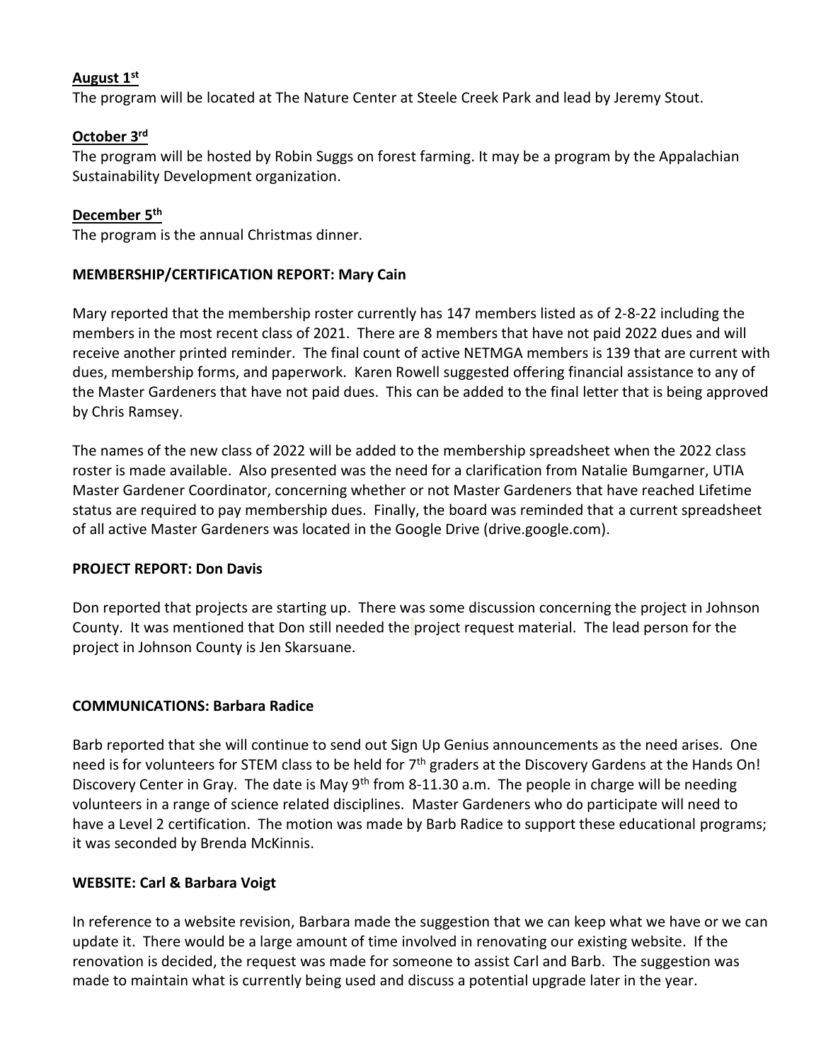**August 1st**

The program will be located at The Nature Center at Steele Creek Park and lead by Jeremy Stout.

**October 3rd**

The program will be hosted by Robin Suggs on forest farming. It may be a program by the Appalachian Sustainability Development organization.

**December 5th**

The program is the annual Christmas dinner.

**MEMBERSHIP/CERTIFICATION REPORT: Mary Cain**

Mary reported that the membership roster currently has 147 members listed as of 2-8-22 including the members in the most recent class of 2021. There are 8 members that have not paid 2022 dues and will receive another printed reminder. The final count of active NETMGA members is 139 that are current with dues, membership forms, and paperwork. Karen Rowell suggested offering financial assistance to any of the Master Gardeners that have not paid dues. This can be added to the final letter that is being approved by Chris Ramsey.

The names of the new class of 2022 will be added to the membership spreadsheet when the 2022 class roster is made available. Also presented was the need for a clarification from Natalie Bumgarner, UTIA Master Gardener Coordinator, concerning whether or not Master Gardeners that have reached Lifetime status are required to pay membership dues. Finally, the board was reminded that a current spreadsheet of all active Master Gardeners was located in the Google Drive (drive.google.com).

**PROJECT REPORT: Don Davis**

Don reported that projects are starting up. There was some discussion concerning the project in Johnson County. It was mentioned that Don still needed the project request material. The lead person for the project in Johnson County is Jen Skarsuane.

**COMMUNICATIONS: Barbara Radice**

Barb reported that she will continue to send out Sign Up Genius announcements as the need arises. One need is for volunteers for STEM class to be held for 7th graders at the Discovery Gardens at the Hands On! Discovery Center in Gray. The date is May 9th from 8-11.30 a.m. The people in charge will be needing volunteers in a range of science related disciplines. Master Gardeners who do participate will need to have a Level 2 certification. The motion was made by Barb Radice to support these educational programs; it was seconded by Brenda McKinnis.

**WEBSITE: Carl & Barbara Voigt**

In reference to a website revision, Barbara made the suggestion that we can keep what we have or we can update it. There would be a large amount of time involved in renovating our existing website. If the renovation is decided, the request was made for someone to assist Carl and Barb. The suggestion was made to maintain what is currently being used and discuss a potential upgrade later in the year.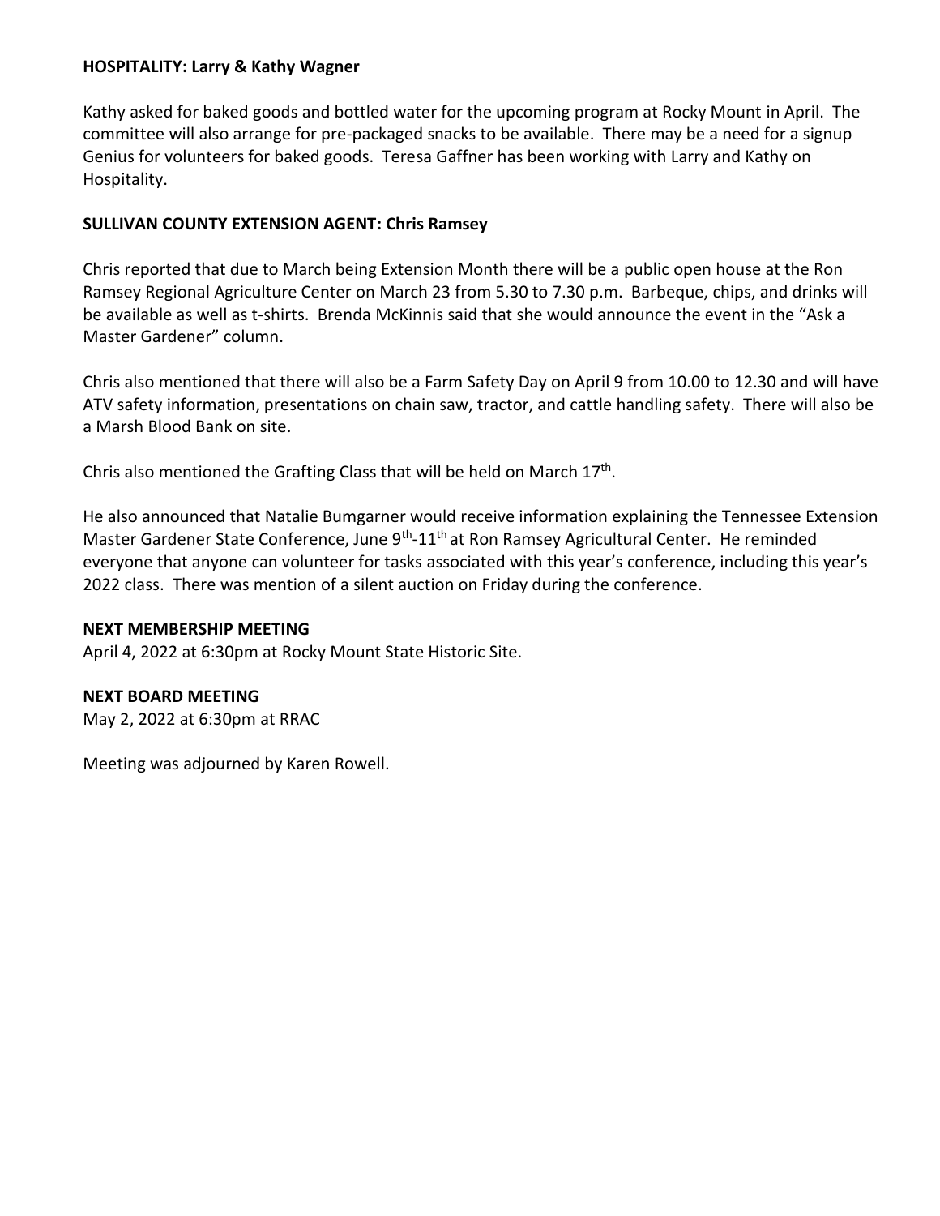**HOSPITALITY: Larry & Kathy Wagner**

Kathy asked for baked goods and bottled water for the upcoming program at Rocky Mount in April. The committee will also arrange for pre-packaged snacks to be available. There may be a need for a signup Genius for volunteers for baked goods. Teresa Gaffner has been working with Larry and Kathy on Hospitality.

**SULLIVAN COUNTY EXTENSION AGENT: Chris Ramsey**

Chris reported that due to March being Extension Month there will be a public open house at the Ron Ramsey Regional Agriculture Center on March 23 from 5.30 to 7.30 p.m. Barbeque, chips, and drinks will be available as well as t-shirts. Brenda McKinnis said that she would announce the event in the "Ask a Master Gardener" column.

Chris also mentioned that there will also be a Farm Safety Day on April 9 from 10.00 to 12.30 and will have ATV safety information, presentations on chain saw, tractor, and cattle handling safety. There will also be a Marsh Blood Bank on site.

Chris also mentioned the Grafting Class that will be held on March 17th.

He also announced that Natalie Bumgarner would receive information explaining the Tennessee Extension Master Gardener State Conference, June 9th-11th at Ron Ramsey Agricultural Center. He reminded everyone that anyone can volunteer for tasks associated with this year's conference, including this year's 2022 class. There was mention of a silent auction on Friday during the conference.

**NEXT MEMBERSHIP MEETING**

April 4, 2022 at 6:30pm at Rocky Mount State Historic Site.

**NEXT BOARD MEETING**

May 2, 2022 at 6:30pm at RRAC

Meeting was adjourned by Karen Rowell.